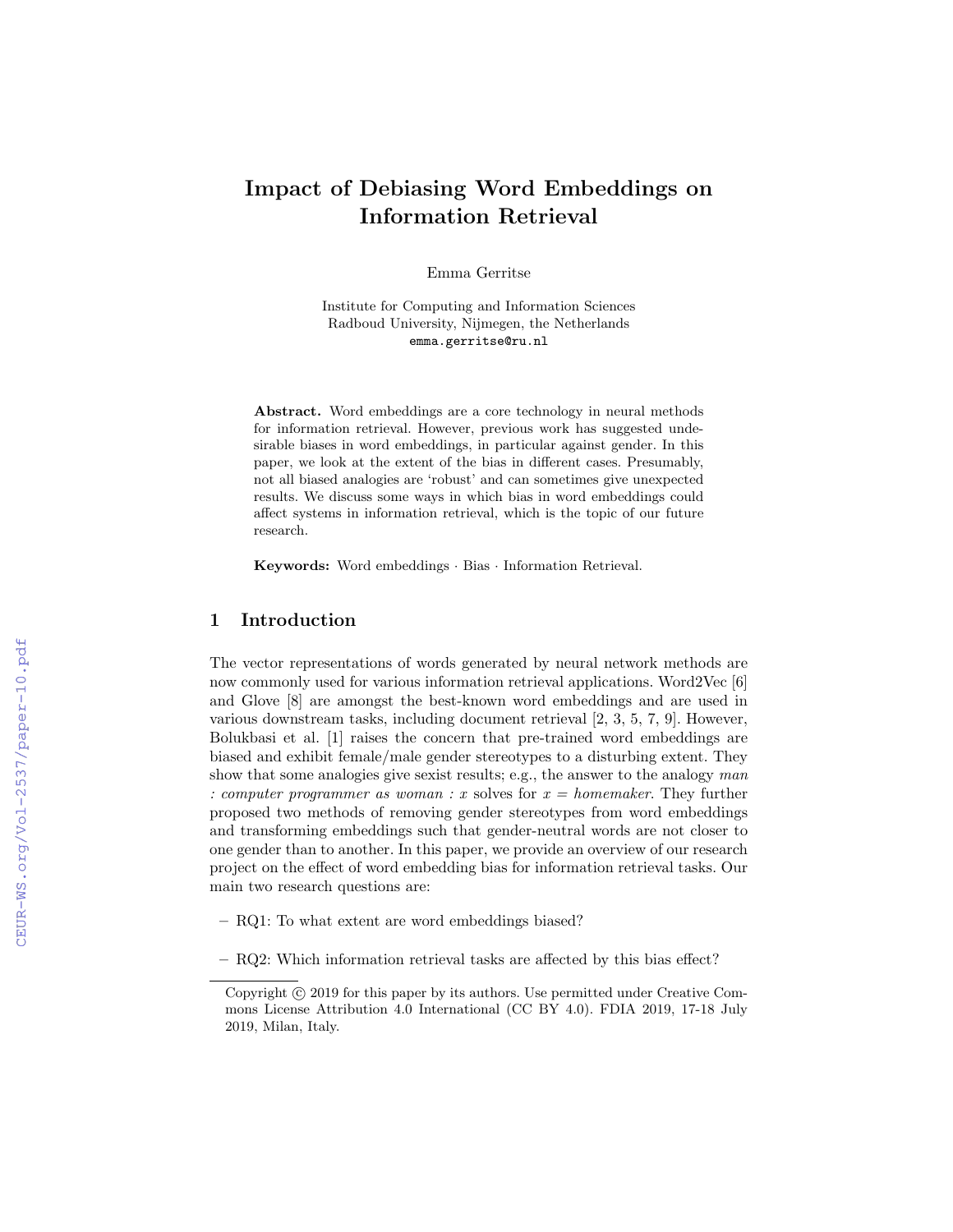# Impact of Debiasing Word Embeddings on Information Retrieval

Emma Gerritse

Institute for Computing and Information Sciences
Radboud University, Nijmegen, the Netherlands
emma.gerritse@ru.nl

**Abstract.** Word embeddings are a core technology in neural methods for information retrieval. However, previous work has suggested undesirable biases in word embeddings, in particular against gender. In this paper, we look at the extent of the bias in different cases. Presumably, not all biased analogies are 'robust' and can sometimes give unexpected results. We discuss some ways in which bias in word embeddings could affect systems in information retrieval, which is the topic of our future research.

**Keywords:** Word embeddings · Bias · Information Retrieval.

## 1 Introduction

The vector representations of words generated by neural network methods are now commonly used for various information retrieval applications. Word2Vec [6] and Glove [8] are amongst the best-known word embeddings and are used in various downstream tasks, including document retrieval [2, 3, 5, 7, 9]. However, Bolukbasi et al. [1] raises the concern that pre-trained word embeddings are biased and exhibit female/male gender stereotypes to a disturbing extent. They show that some analogies give sexist results; e.g., the answer to the analogy *man : computer programmer as woman : x* solves for *x = homemaker*. They further proposed two methods of removing gender stereotypes from word embeddings and transforming embeddings such that gender-neutral words are not closer to one gender than to another. In this paper, we provide an overview of our research project on the effect of word embedding bias for information retrieval tasks. Our main two research questions are:

- RQ1: To what extent are word embeddings biased?
- RQ2: Which information retrieval tasks are affected by this bias effect?

Copyright © 2019 for this paper by its authors. Use permitted under Creative Commons License Attribution 4.0 International (CC BY 4.0). FDIA 2019, 17-18 July 2019, Milan, Italy.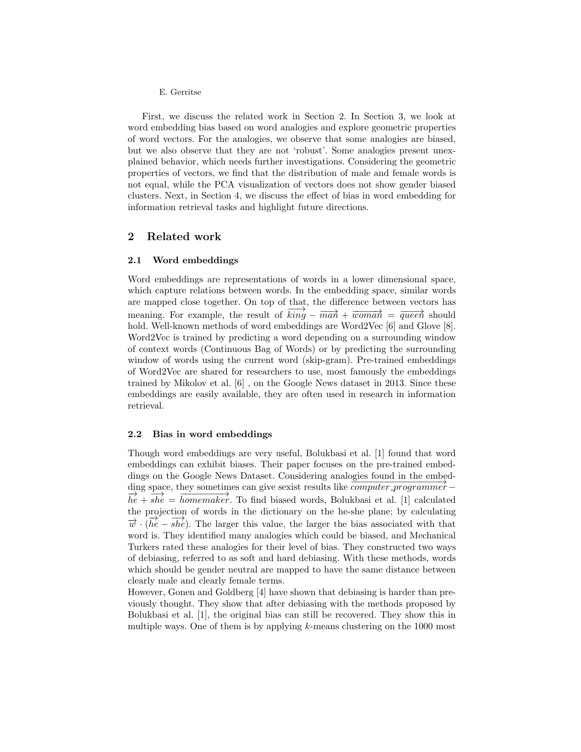First, we discuss the related work in Section 2. In Section 3, we look at word embedding bias based on word analogies and explore geometric properties of word vectors. For the analogies, we observe that some analogies are biased, but we also observe that they are not 'robust'. Some analogies present unexplained behavior, which needs further investigations. Considering the geometric properties of vectors, we find that the distribution of male and female words is not equal, while the PCA visualization of vectors does not show gender biased clusters. Next, in Section 4, we discuss the effect of bias in word embedding for information retrieval tasks and highlight future directions.

## 2 Related work

### 2.1 Word embeddings

Word embeddings are representations of words in a lower dimensional space, which capture relations between words. In the embedding space, similar words are mapped close together. On top of that, the difference between vectors has meaning. For example, the result of $\overrightarrow{king} - \overrightarrow{man} + \overrightarrow{woman} = \overrightarrow{queen}$ should hold. Well-known methods of word embeddings are Word2Vec [6] and Glove [8]. Word2Vec is trained by predicting a word depending on a surrounding window of context words (Continuous Bag of Words) or by predicting the surrounding window of words using the current word (skip-gram). Pre-trained embeddings of Word2Vec are shared for researchers to use, most famously the embeddings trained by Mikolov et al. [6] , on the Google News dataset in 2013. Since these embeddings are easily available, they are often used in research in information retrieval.

### 2.2 Bias in word embeddings

Though word embeddings are very useful, Bolukbasi et al. [1] found that word embeddings can exhibit biases. Their paper focuses on the pre-trained embeddings on the Google News Dataset. Considering analogies found in the embedding space, they sometimes can give sexist results like $\overrightarrow{computer\_programmer} - \overrightarrow{he} + \overrightarrow{she} = \overrightarrow{homemaker}$. To find biased words, Bolukbasi et al. [1] calculated the projection of words in the dictionary on the he-she plane; by calculating $\overrightarrow{w} \cdot (\overrightarrow{he} - \overrightarrow{she})$. The larger this value, the larger the bias associated with that word is. They identified many analogies which could be biased, and Mechanical Turkers rated these analogies for their level of bias. They constructed two ways of debiasing, referred to as soft and hard debiasing. With these methods, words which should be gender neutral are mapped to have the same distance between clearly male and clearly female terms.

However, Gonen and Goldberg [4] have shown that debiasing is harder than previously thought. They show that after debiasing with the methods proposed by Bolukbasi et al. [1], the original bias can still be recovered. They show this in multiple ways. One of them is by applying $k$-means clustering on the 1000 most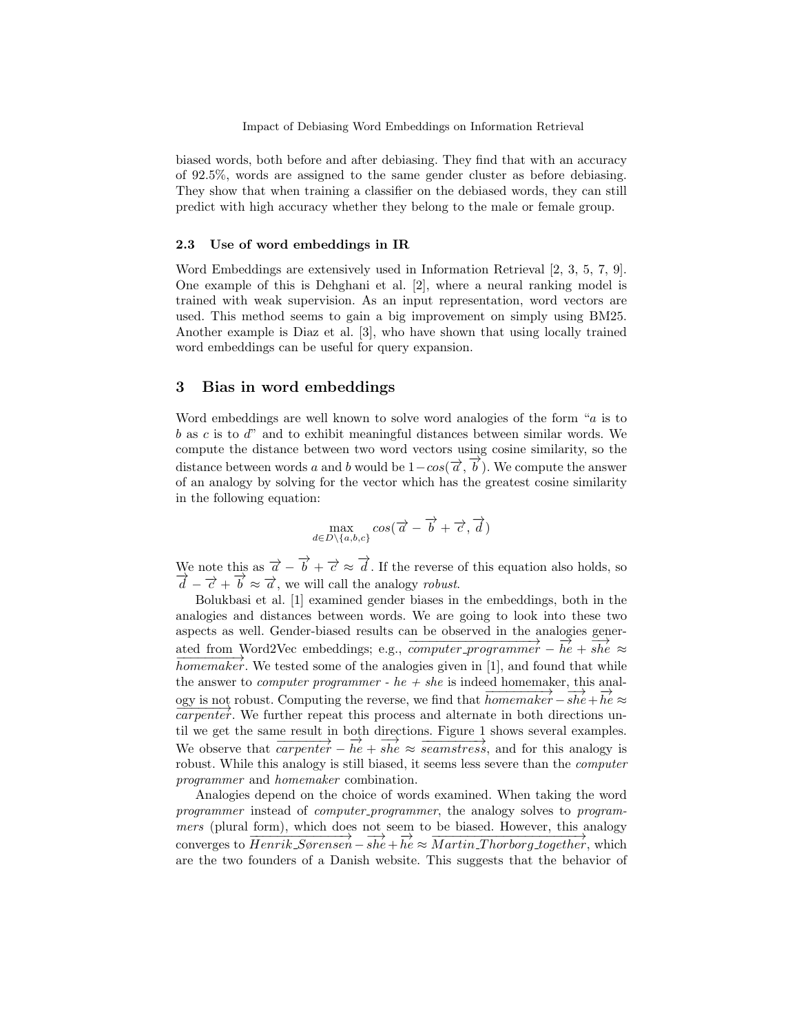biased words, both before and after debiasing. They find that with an accuracy of 92.5%, words are assigned to the same gender cluster as before debiasing. They show that when training a classifier on the debiased words, they can still predict with high accuracy whether they belong to the male or female group.

### 2.3 Use of word embeddings in IR

Word Embeddings are extensively used in Information Retrieval [2, 3, 5, 7, 9]. One example of this is Dehghani et al. [2], where a neural ranking model is trained with weak supervision. As an input representation, word vectors are used. This method seems to gain a big improvement on simply using BM25. Another example is Diaz et al. [3], who have shown that using locally trained word embeddings can be useful for query expansion.

## 3 Bias in word embeddings

Word embeddings are well known to solve word analogies of the form "*a* is to *b* as *c* is to *d*" and to exhibit meaningful distances between similar words. We compute the distance between two word vectors using cosine similarity, so the distance between words *a* and *b* would be $1 - cos(\overrightarrow{a}, \overrightarrow{b})$. We compute the answer of an analogy by solving for the vector which has the greatest cosine similarity in the following equation:

$$\max_{d \in D \setminus \{a,b,c\}} cos(\overrightarrow{a} - \overrightarrow{b} + \overrightarrow{c}, \overrightarrow{d})$$

We note this as $\overrightarrow{a} - \overrightarrow{b} + \overrightarrow{c} \approx \overrightarrow{d}$. If the reverse of this equation also holds, so $\overrightarrow{d} - \overrightarrow{c} + \overrightarrow{b} \approx \overrightarrow{a}$, we will call the analogy *robust*.

Bolukbasi et al. [1] examined gender biases in the embeddings, both in the analogies and distances between words. We are going to look into these two aspects as well. Gender-biased results can be observed in the analogies generated from Word2Vec embeddings; e.g., $\overrightarrow{computer\_programmer} - \overrightarrow{he} + \overrightarrow{she} \approx \overrightarrow{homemaker}$. We tested some of the analogies given in [1], and found that while the answer to *computer programmer - he + she* is indeed homemaker, this analogy is not robust. Computing the reverse, we find that $\overrightarrow{homemaker} - \overrightarrow{she} + \overrightarrow{he} \approx \overrightarrow{carpenter}$. We further repeat this process and alternate in both directions until we get the same result in both directions. Figure 1 shows several examples. We observe that $\overrightarrow{carpenter} - \overrightarrow{he} + \overrightarrow{she} \approx \overrightarrow{seamstress}$, and for this analogy is robust. While this analogy is still biased, it seems less severe than the *computer programmer* and *homemaker* combination.

Analogies depend on the choice of words examined. When taking the word *programmer* instead of *computer_programmer*, the analogy solves to *programmers* (plural form), which does not seem to be biased. However, this analogy converges to $\overrightarrow{Henrik\_Sørensen} - \overrightarrow{she} + \overrightarrow{he} \approx \overrightarrow{Martin\_Thorborg\_together}$, which are the two founders of a Danish website. This suggests that the behavior of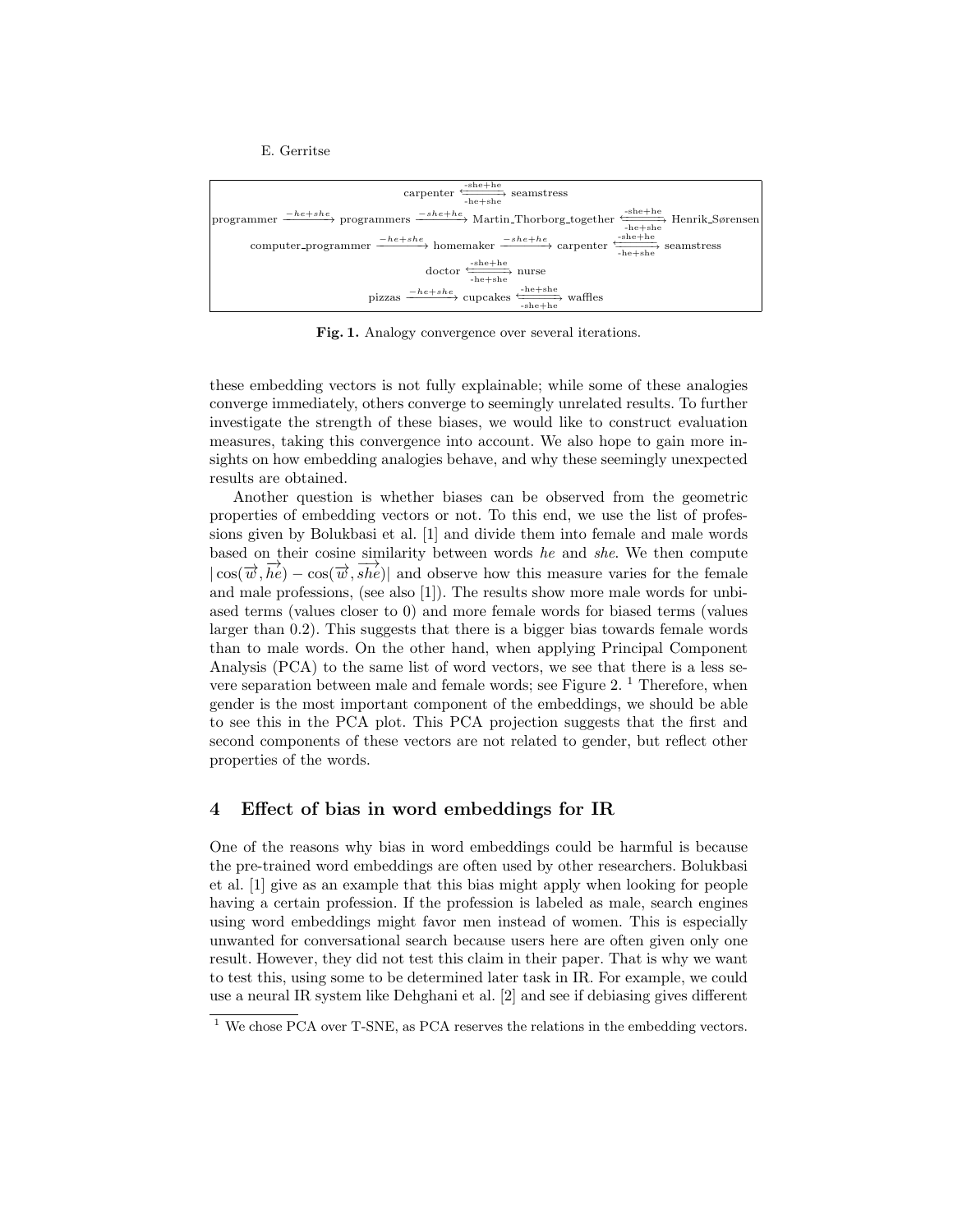$$\text{carpenter} \underset{\text{-he+she}}{\overset{\text{-she+he}}{\longleftrightarrow}} \text{seamstress}$$

$$\text{programmer} \xrightarrow{-he+she} \text{programmers} \xrightarrow{-she+he} \text{Martin\_Thorborg\_together} \underset{\text{-he+she}}{\overset{\text{-she+he}}{\longleftrightarrow}} \text{Henrik\_Sørensen}$$

$$\text{computer\_programmer} \xrightarrow{-he+she} \text{homemaker} \xrightarrow{-she+he} \text{carpenter} \underset{\text{-he+she}}{\overset{\text{-she+he}}{\longleftrightarrow}} \text{seamstress}$$

$$\text{doctor} \underset{\text{-he+she}}{\overset{\text{-she+he}}{\longleftrightarrow}} \text{nurse}$$

$$\text{pizzas} \xrightarrow{-he+she} \text{cupcakes} \underset{\text{-she+he}}{\overset{\text{-he+she}}{\longleftrightarrow}} \text{waffles}$$

**Fig. 1.** Analogy convergence over several iterations.

these embedding vectors is not fully explainable; while some of these analogies converge immediately, others converge to seemingly unrelated results. To further investigate the strength of these biases, we would like to construct evaluation measures, taking this convergence into account. We also hope to gain more insights on how embedding analogies behave, and why these seemingly unexpected results are obtained.

Another question is whether biases can be observed from the geometric properties of embedding vectors or not. To this end, we use the list of professions given by Bolukbasi et al. [1] and divide them into female and male words based on their cosine similarity between words *he* and *she*. We then compute $|\cos(\overrightarrow{w}, \overrightarrow{he}) - \cos(\overrightarrow{w}, \overrightarrow{she})|$ and observe how this measure varies for the female and male professions, (see also [1]). The results show more male words for unbiased terms (values closer to 0) and more female words for biased terms (values larger than 0.2). This suggests that there is a bigger bias towards female words than to male words. On the other hand, when applying Principal Component Analysis (PCA) to the same list of word vectors, we see that there is a less severe separation between male and female words; see Figure 2. [1] Therefore, when gender is the most important component of the embeddings, we should be able to see this in the PCA plot. This PCA projection suggests that the first and second components of these vectors are not related to gender, but reflect other properties of the words.

## 4 Effect of bias in word embeddings for IR

One of the reasons why bias in word embeddings could be harmful is because the pre-trained word embeddings are often used by other researchers. Bolukbasi et al. [1] give as an example that this bias might apply when looking for people having a certain profession. If the profession is labeled as male, search engines using word embeddings might favor men instead of women. This is especially unwanted for conversational search because users here are often given only one result. However, they did not test this claim in their paper. That is why we want to test this, using some to be determined later task in IR. For example, we could use a neural IR system like Dehghani et al. [2] and see if debiasing gives different

[1] We chose PCA over T-SNE, as PCA reserves the relations in the embedding vectors.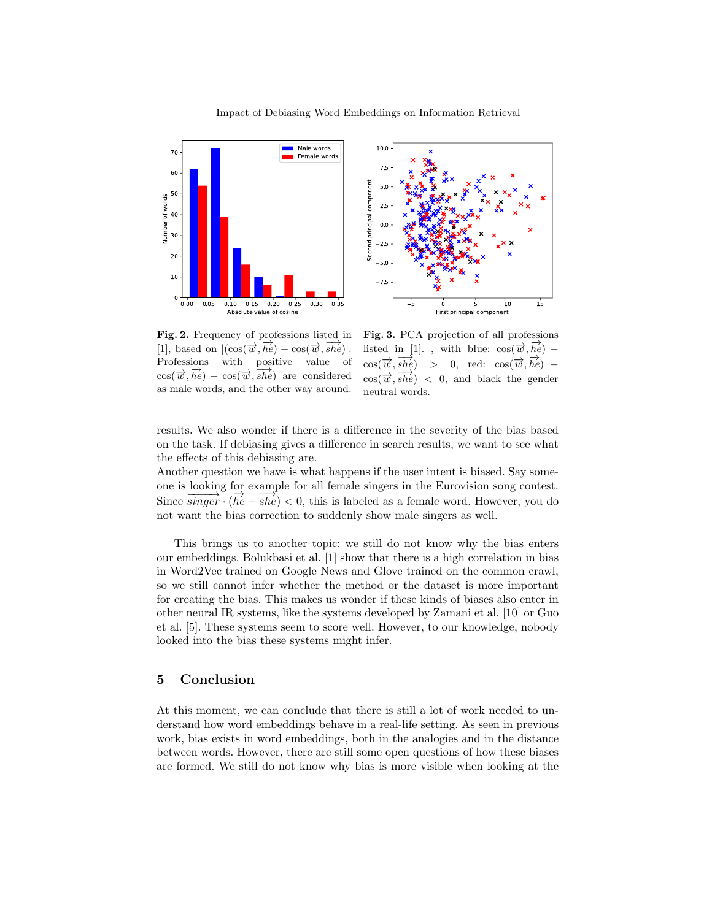**Fig. 2.** Frequency of professions listed in [1], based on $|(\cos(\vec{w}, \vec{he}) - \cos(\vec{w}, \vec{she})|$. Professions with positive value of $\cos(\vec{w}, \vec{he}) - \cos(\vec{w}, \vec{she})$ are considered as male words, and the other way around.

**Fig. 3.** PCA projection of all professions listed in [1]. , with blue: $\cos(\vec{w}, \vec{he}) - \cos(\vec{w}, \vec{she}) > 0$, red: $\cos(\vec{w}, \vec{he}) - \cos(\vec{w}, \vec{she}) < 0$, and black the gender neutral words.

results. We also wonder if there is a difference in the severity of the bias based on the task. If debiasing gives a difference in search results, we want to see what the effects of this debiasing are.
Another question we have is what happens if the user intent is biased. Say someone is looking for example for all female singers in the Eurovision song contest. Since $\overrightarrow{singer} \cdot (\vec{he} - \vec{she}) < 0$, this is labeled as a female word. However, you do not want the bias correction to suddenly show male singers as well.

This brings us to another topic: we still do not know why the bias enters our embeddings. Bolukbasi et al. [1] show that there is a high correlation in bias in Word2Vec trained on Google News and Glove trained on the common crawl, so we still cannot infer whether the method or the dataset is more important for creating the bias. This makes us wonder if these kinds of biases also enter in other neural IR systems, like the systems developed by Zamani et al. [10] or Guo et al. [5]. These systems seem to score well. However, to our knowledge, nobody looked into the bias these systems might infer.

## 5 Conclusion

At this moment, we can conclude that there is still a lot of work needed to understand how word embeddings behave in a real-life setting. As seen in previous work, bias exists in word embeddings, both in the analogies and in the distance between words. However, there are still some open questions of how these biases are formed. We still do not know why bias is more visible when looking at the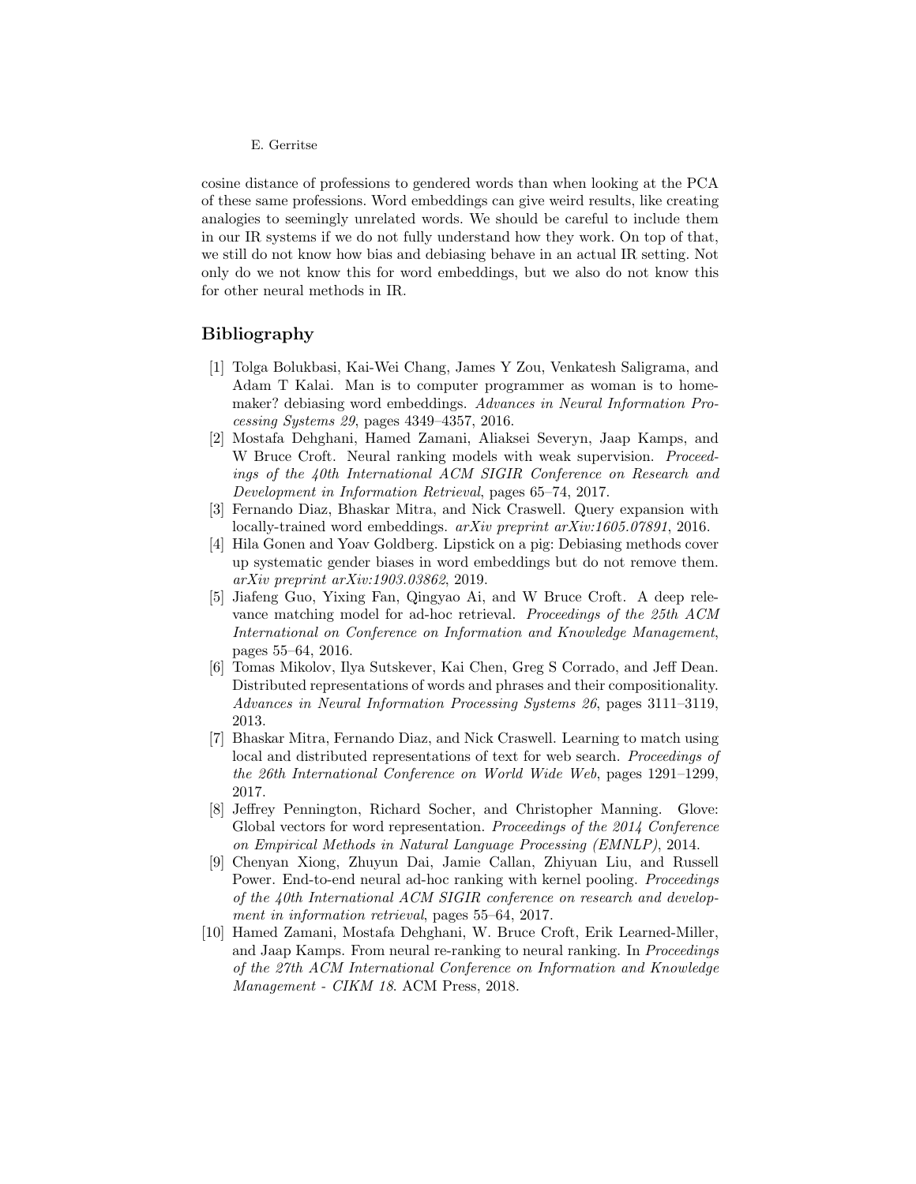cosine distance of professions to gendered words than when looking at the PCA of these same professions. Word embeddings can give weird results, like creating analogies to seemingly unrelated words. We should be careful to include them in our IR systems if we do not fully understand how they work. On top of that, we still do not know how bias and debiasing behave in an actual IR setting. Not only do we not know this for word embeddings, but we also do not know this for other neural methods in IR.

## Bibliography

[1] Tolga Bolukbasi, Kai-Wei Chang, James Y Zou, Venkatesh Saligrama, and Adam T Kalai. Man is to computer programmer as woman is to homemaker? debiasing word embeddings. *Advances in Neural Information Processing Systems 29*, pages 4349–4357, 2016.

[2] Mostafa Dehghani, Hamed Zamani, Aliaksei Severyn, Jaap Kamps, and W Bruce Croft. Neural ranking models with weak supervision. *Proceedings of the 40th International ACM SIGIR Conference on Research and Development in Information Retrieval*, pages 65–74, 2017.

[3] Fernando Diaz, Bhaskar Mitra, and Nick Craswell. Query expansion with locally-trained word embeddings. *arXiv preprint arXiv:1605.07891*, 2016.

[4] Hila Gonen and Yoav Goldberg. Lipstick on a pig: Debiasing methods cover up systematic gender biases in word embeddings but do not remove them. *arXiv preprint arXiv:1903.03862*, 2019.

[5] Jiafeng Guo, Yixing Fan, Qingyao Ai, and W Bruce Croft. A deep relevance matching model for ad-hoc retrieval. *Proceedings of the 25th ACM International on Conference on Information and Knowledge Management*, pages 55–64, 2016.

[6] Tomas Mikolov, Ilya Sutskever, Kai Chen, Greg S Corrado, and Jeff Dean. Distributed representations of words and phrases and their compositionality. *Advances in Neural Information Processing Systems 26*, pages 3111–3119, 2013.

[7] Bhaskar Mitra, Fernando Diaz, and Nick Craswell. Learning to match using local and distributed representations of text for web search. *Proceedings of the 26th International Conference on World Wide Web*, pages 1291–1299, 2017.

[8] Jeffrey Pennington, Richard Socher, and Christopher Manning. Glove: Global vectors for word representation. *Proceedings of the 2014 Conference on Empirical Methods in Natural Language Processing (EMNLP)*, 2014.

[9] Chenyan Xiong, Zhuyun Dai, Jamie Callan, Zhiyuan Liu, and Russell Power. End-to-end neural ad-hoc ranking with kernel pooling. *Proceedings of the 40th International ACM SIGIR conference on research and development in information retrieval*, pages 55–64, 2017.

[10] Hamed Zamani, Mostafa Dehghani, W. Bruce Croft, Erik Learned-Miller, and Jaap Kamps. From neural re-ranking to neural ranking. In *Proceedings of the 27th ACM International Conference on Information and Knowledge Management - CIKM 18*. ACM Press, 2018.